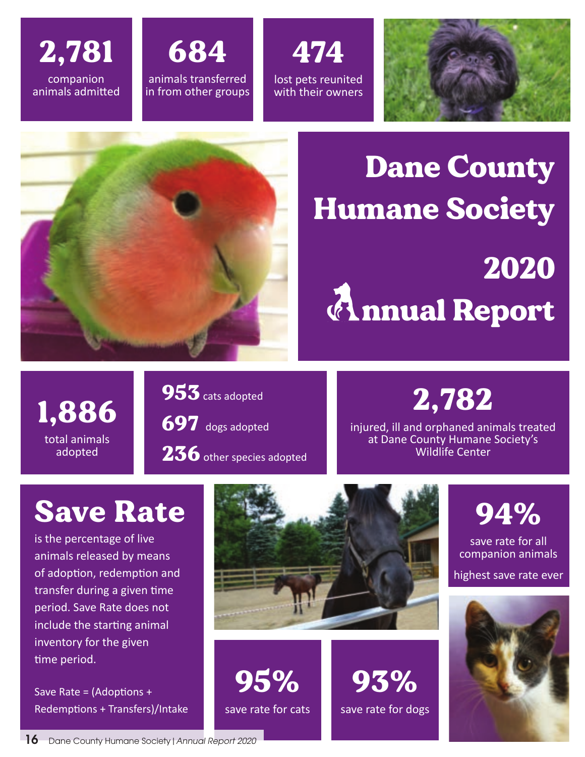# Dane County Humane Society 2020 Annual Report

**2,781** companion animals admitted

**684** animals transferred in from other groups

**474** lost pets reunited with their owners

**1,886** total animals adopted

**953** cats adopted

**697** dogs adopted

**236** other species adopted

**2,782** injured, ill and orphaned animals treated at Dane County Humane Society's Wildlife Center

## Save Rate

is the percentage of live animals released by means of adoption, redemption and transfer during a given time period. Save Rate does not include the starting animal inventory for the given time period.

Save Rate = (Adoptions + Redemptions + Transfers)/Intake

**94%** save rate for all companion animals

highest save rate ever

**95%** save rate for cats

**93%** save rate for dogs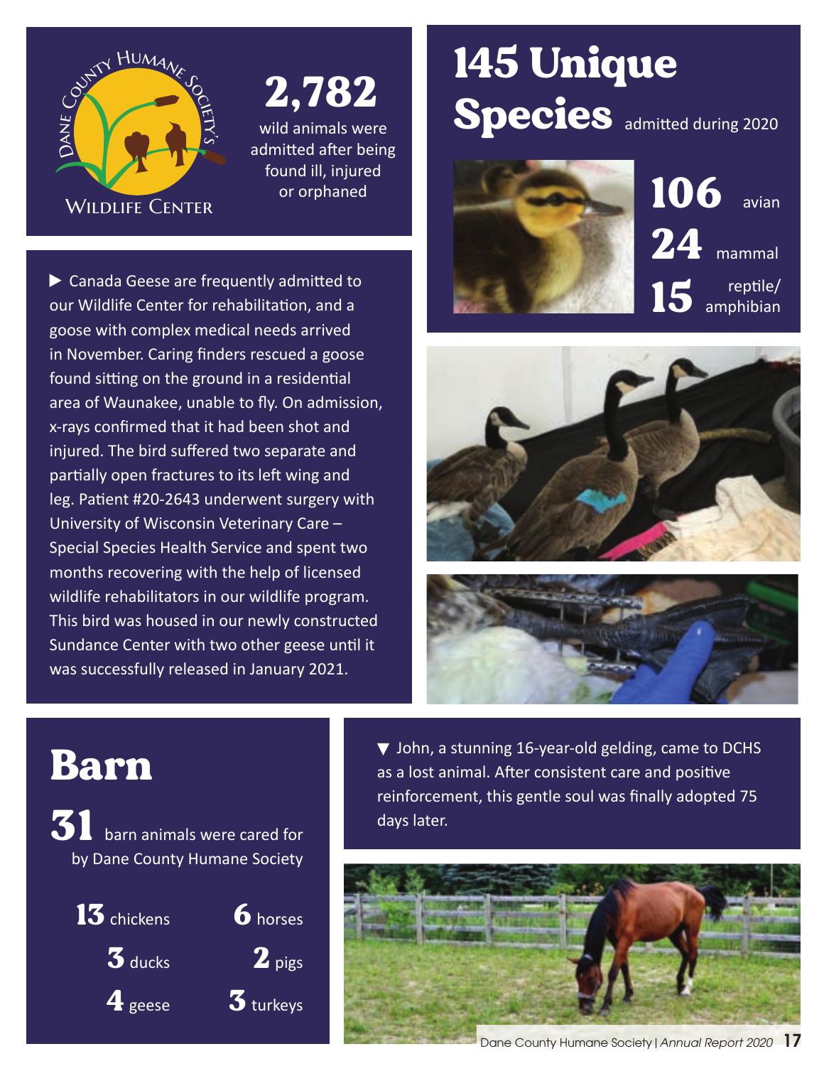Dane County Humane Society's Wildlife Center

**2,782** wild animals were admitted after being found ill, injured or orphaned

▶ Canada Geese are frequently admitted to our Wildlife Center for rehabilitation, and a goose with complex medical needs arrived in November. Caring finders rescued a goose found sitting on the ground in a residential area of Waunakee, unable to fly. On admission, x-rays confirmed that it had been shot and injured. The bird suffered two separate and partially open fractures to its left wing and leg. Patient #20-2643 underwent surgery with University of Wisconsin Veterinary Care – Special Species Health Service and spent two months recovering with the help of licensed wildlife rehabilitators in our wildlife program. This bird was housed in our newly constructed Sundance Center with two other geese until it was successfully released in January 2021.

# 145 Unique Species admitted during 2020

**106** avian

**24** mammal

**15** reptile/amphibian

# Barn

**31** barn animals were cared for by Dane County Humane Society

- **13** chickens
- **3** ducks
- **4** geese
- **6** horses
- **2** pigs
- **3** turkeys

▼ John, a stunning 16-year-old gelding, came to DCHS as a lost animal. After consistent care and positive reinforcement, this gentle soul was finally adopted 75 days later.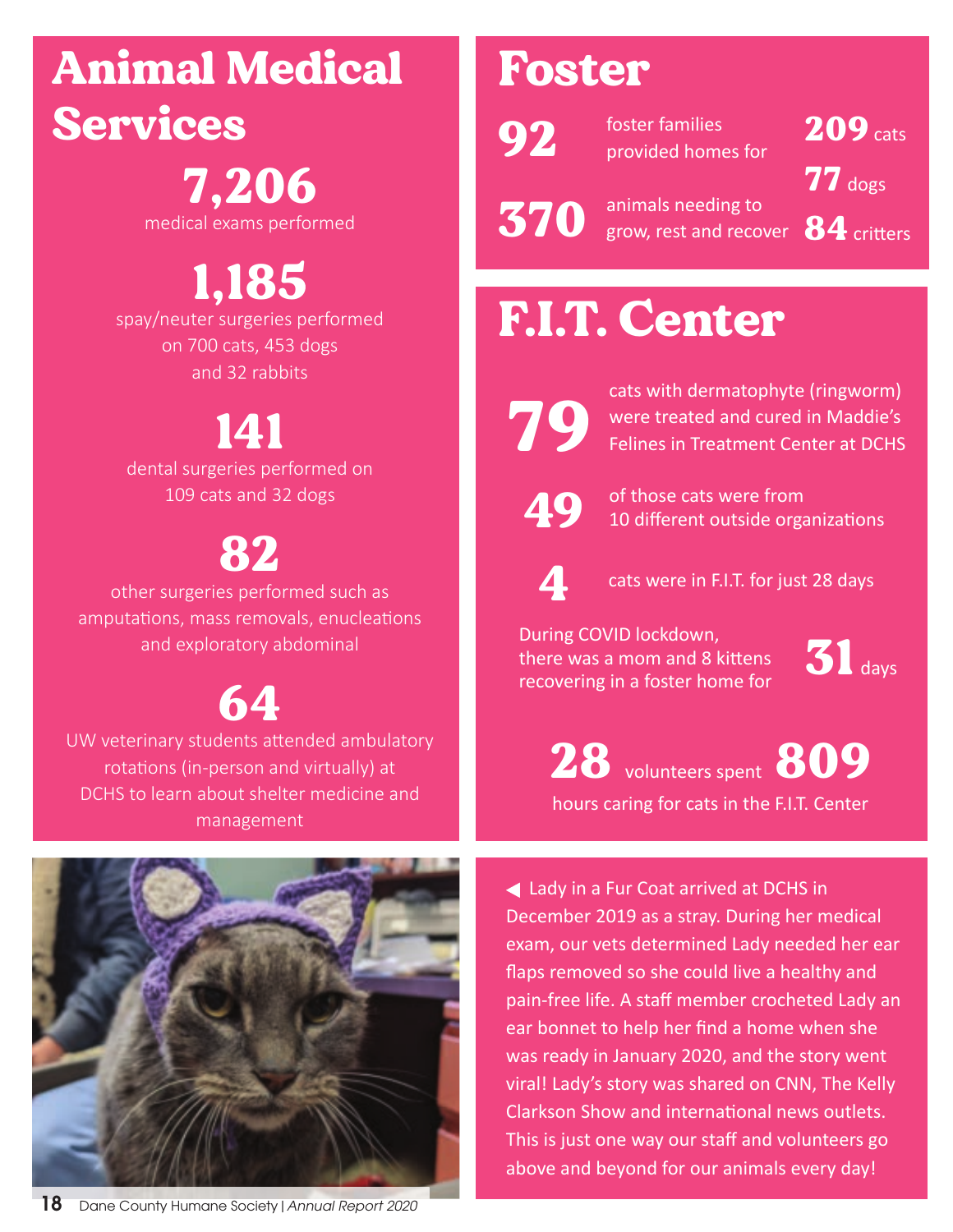# Animal Medical Services

**7,206**
medical exams performed

**1,185**
spay/neuter surgeries performed on 700 cats, 453 dogs and 32 rabbits

**141**
dental surgeries performed on 109 cats and 32 dogs

**82**
other surgeries performed such as amputations, mass removals, enucleations and exploratory abdominal

**64**
UW veterinary students attended ambulatory rotations (in-person and virtually) at DCHS to learn about shelter medicine and management

# Foster

**92** foster families provided homes for **370** animals needing to grow, rest and recover

**209** cats
**77** dogs
**84** critters

# F.I.T. Center

**79** cats with dermatophyte (ringworm) were treated and cured in Maddie's Felines in Treatment Center at DCHS

**49** of those cats were from 10 different outside organizations

**4** cats were in F.I.T. for just 28 days

During COVID lockdown, there was a mom and 8 kittens recovering in a foster home for **31** days

**28** volunteers spent **809** hours caring for cats in the F.I.T. Center

◀ Lady in a Fur Coat arrived at DCHS in December 2019 as a stray. During her medical exam, our vets determined Lady needed her ear flaps removed so she could live a healthy and pain-free life. A staff member crocheted Lady an ear bonnet to help her find a home when she was ready in January 2020, and the story went viral! Lady's story was shared on CNN, The Kelly Clarkson Show and international news outlets. This is just one way our staff and volunteers go above and beyond for our animals every day!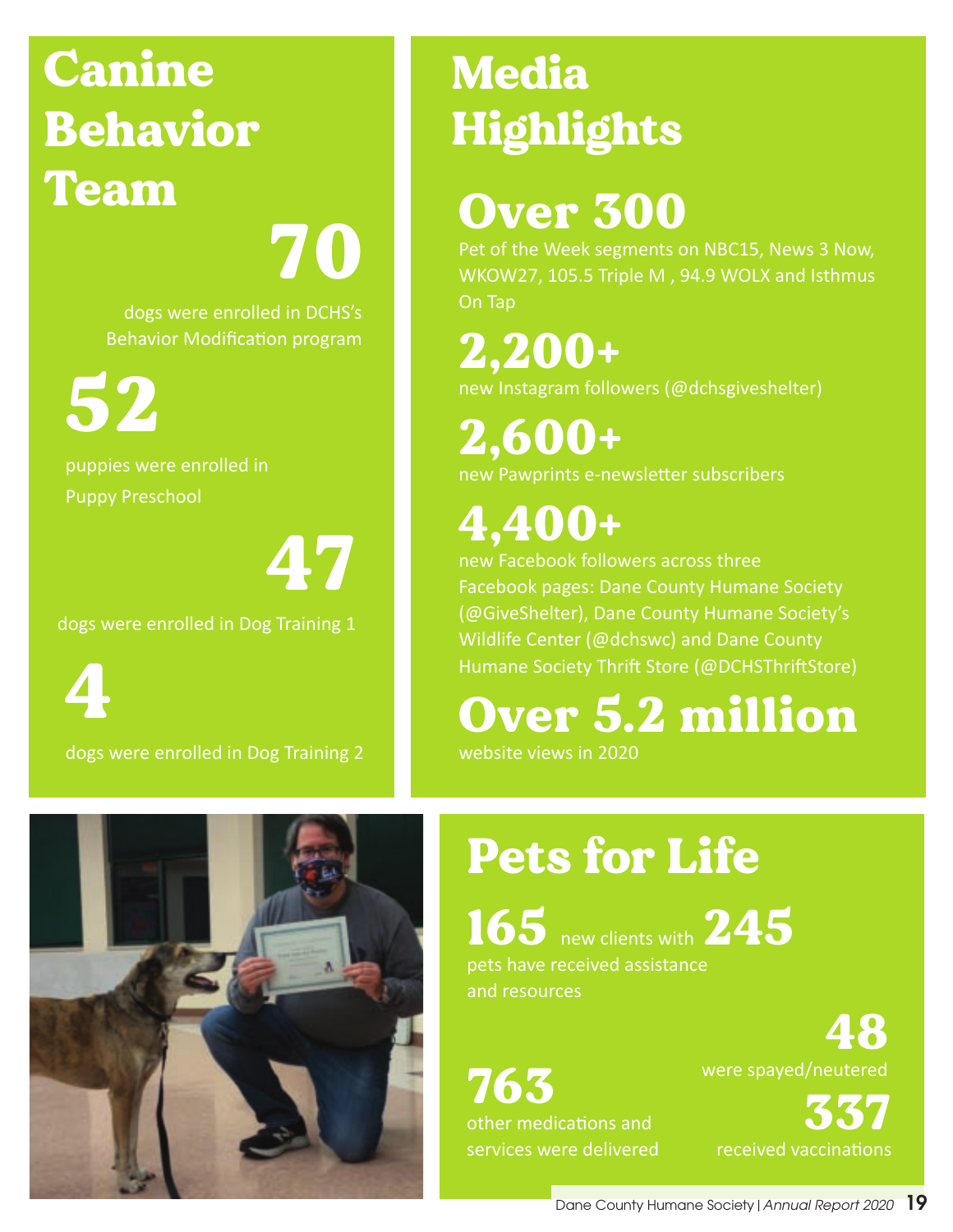## Canine Behavior Team

**70**

dogs were enrolled in DCHS's Behavior Modification program

**52**

puppies were enrolled in Puppy Preschool

**47**

dogs were enrolled in Dog Training 1

**4**

dogs were enrolled in Dog Training 2

## Media Highlights

**Over 300**

Pet of the Week segments on NBC15, News 3 Now, WKOW27, 105.5 Triple M , 94.9 WOLX and Isthmus On Tap

**2,200+**

new Instagram followers (@dchsgiveshelter)

**2,600+**

new Pawprints e-newsletter subscribers

**4,400+**

new Facebook followers across three Facebook pages: Dane County Humane Society (@GiveShelter), Dane County Humane Society's Wildlife Center (@dchswc) and Dane County Humane Society Thrift Store (@DCHSThriftStore)

**Over 5.2 million**

website views in 2020

## Pets for Life

**165** new clients with **245** pets have received assistance and resources

**48**

were spayed/neutered

**763**

other medications and services were delivered

**337**

received vaccinations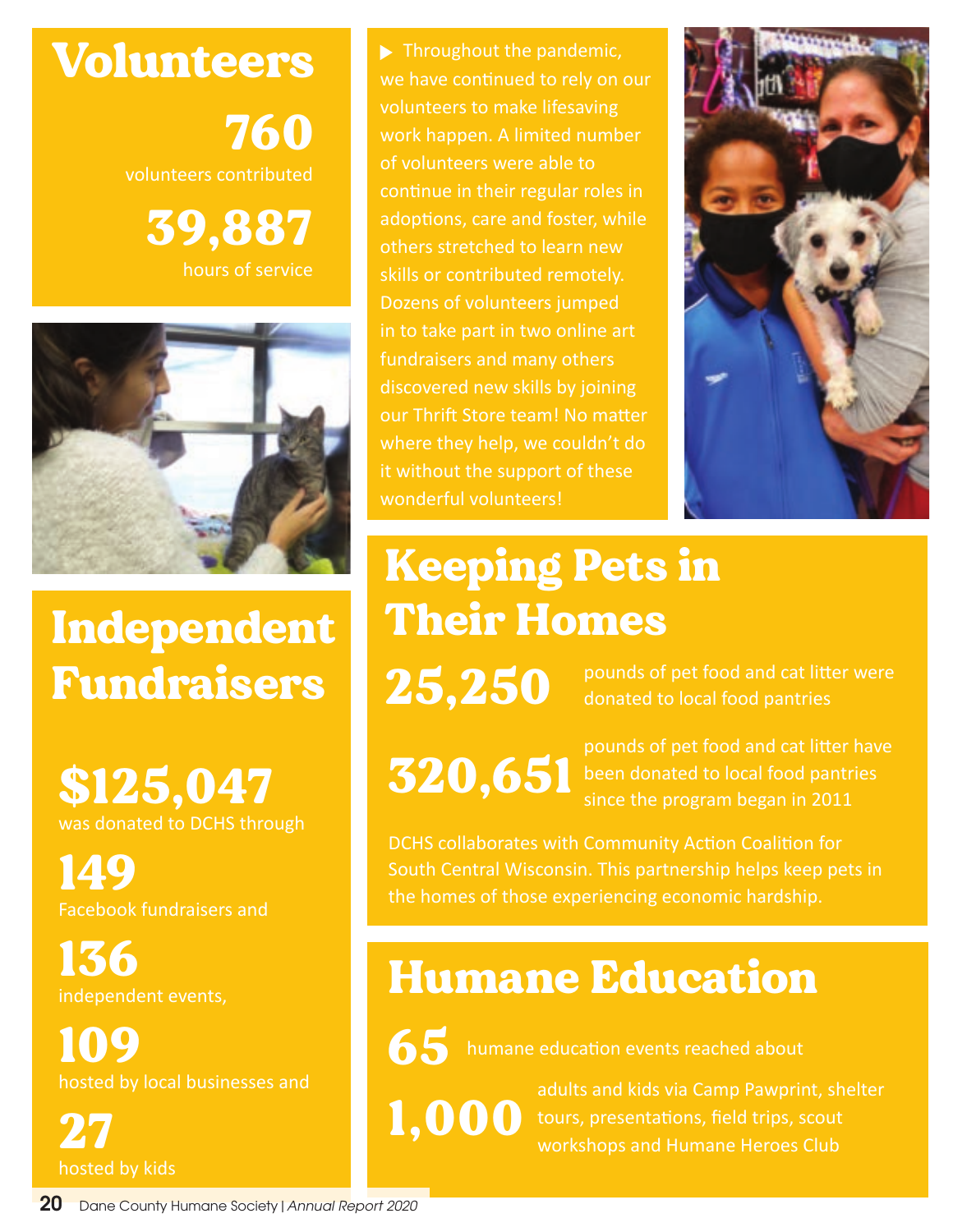## Volunteers

**760**
volunteers contributed

**39,887**
hours of service

Throughout the pandemic, we have continued to rely on our volunteers to make lifesaving work happen. A limited number of volunteers were able to continue in their regular roles in adoptions, care and foster, while others stretched to learn new skills or contributed remotely. Dozens of volunteers jumped in to take part in two online art fundraisers and many others discovered new skills by joining our Thrift Store team! No matter where they help, we couldn't do it without the support of these wonderful volunteers!

## Independent Fundraisers

**$125,047**
was donated to DCHS through

**149**
Facebook fundraisers and

**136**
independent events,

**109**
hosted by local businesses and

**27**
hosted by kids

## Keeping Pets in Their Homes

**25,250** pounds of pet food and cat litter were donated to local food pantries

**320,651** pounds of pet food and cat litter have been donated to local food pantries since the program began in 2011

DCHS collaborates with Community Action Coalition for South Central Wisconsin. This partnership helps keep pets in the homes of those experiencing economic hardship.

## Humane Education

**65** humane education events reached about

**1,000** adults and kids via Camp Pawprint, shelter tours, presentations, field trips, scout workshops and Humane Heroes Club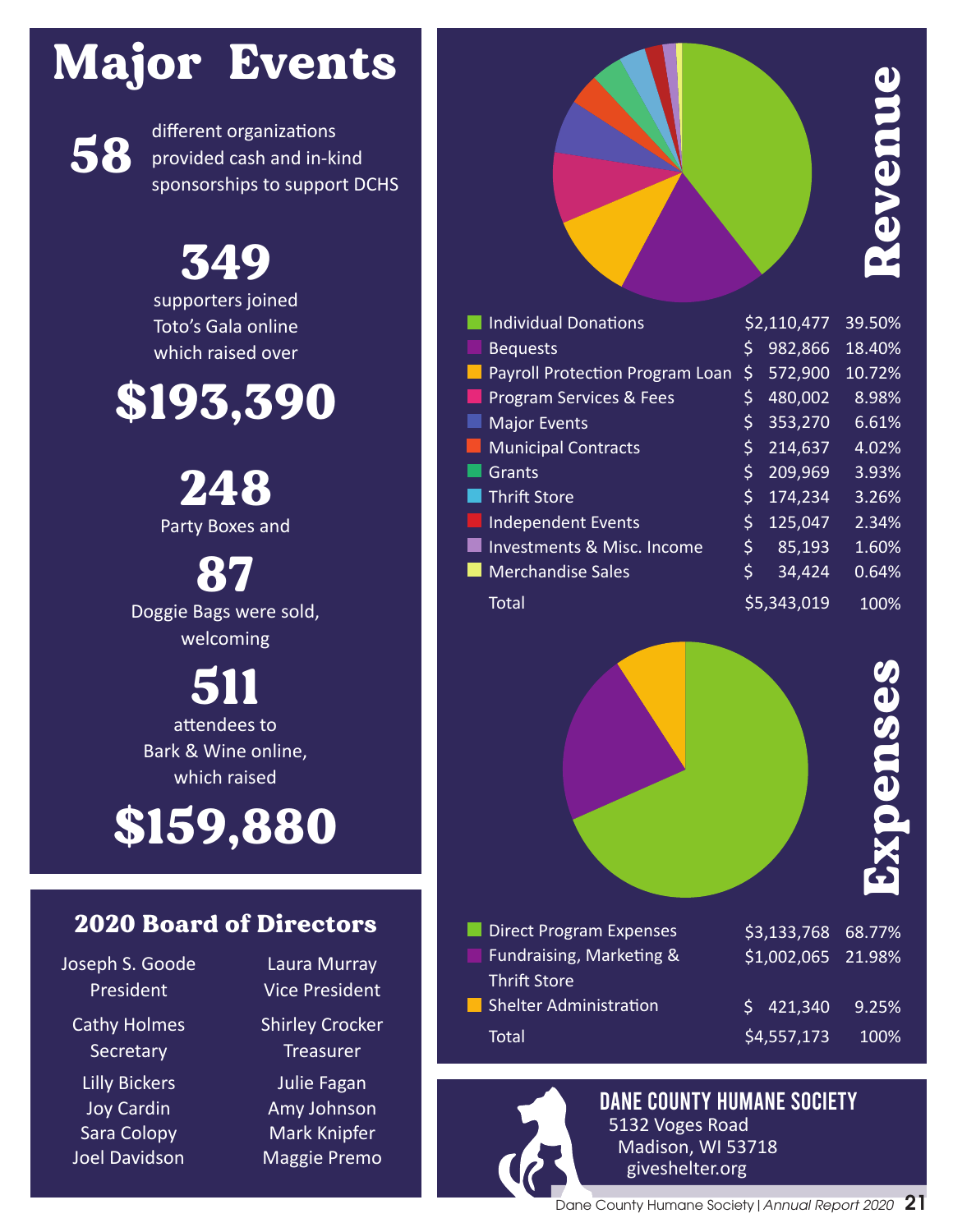# Major Events

**58** different organizations provided cash and in-kind sponsorships to support DCHS

**349** supporters joined Toto's Gala online which raised over **$193,390**

**248** Party Boxes and **87** Doggie Bags were sold, welcoming **511** attendees to Bark & Wine online, which raised **$159,880**

## 2020 Board of Directors

Joseph S. Goode
President

Laura Murray
Vice President

Cathy Holmes
Secretary

Shirley Crocker
Treasurer

Lilly Bickers
Joy Cardin
Sara Colopy
Joel Davidson

Julie Fagan
Amy Johnson
Mark Knipfer
Maggie Premo

## Revenue

| | | |
|---|---|---|
| Individual Donations | $2,110,477 | 39.50% |
| Bequests | $ 982,866 | 18.40% |
| Payroll Protection Program Loan | $ 572,900 | 10.72% |
| Program Services & Fees | $ 480,002 | 8.98% |
| Major Events | $ 353,270 | 6.61% |
| Municipal Contracts | $ 214,637 | 4.02% |
| Grants | $ 209,969 | 3.93% |
| Thrift Store | $ 174,234 | 3.26% |
| Independent Events | $ 125,047 | 2.34% |
| Investments & Misc. Income | $ 85,193 | 1.60% |
| Merchandise Sales | $ 34,424 | 0.64% |
| Total | $5,343,019 | 100% |

## Expenses

| | | |
|---|---|---|
| Direct Program Expenses | $3,133,768 | 68.77% |
| Fundraising, Marketing & Thrift Store | $1,002,065 | 21.98% |
| Shelter Administration | $ 421,340 | 9.25% |
| Total | $4,557,173 | 100% |

**DANE COUNTY HUMANE SOCIETY**
5132 Voges Road
Madison, WI 53718
giveshelter.org